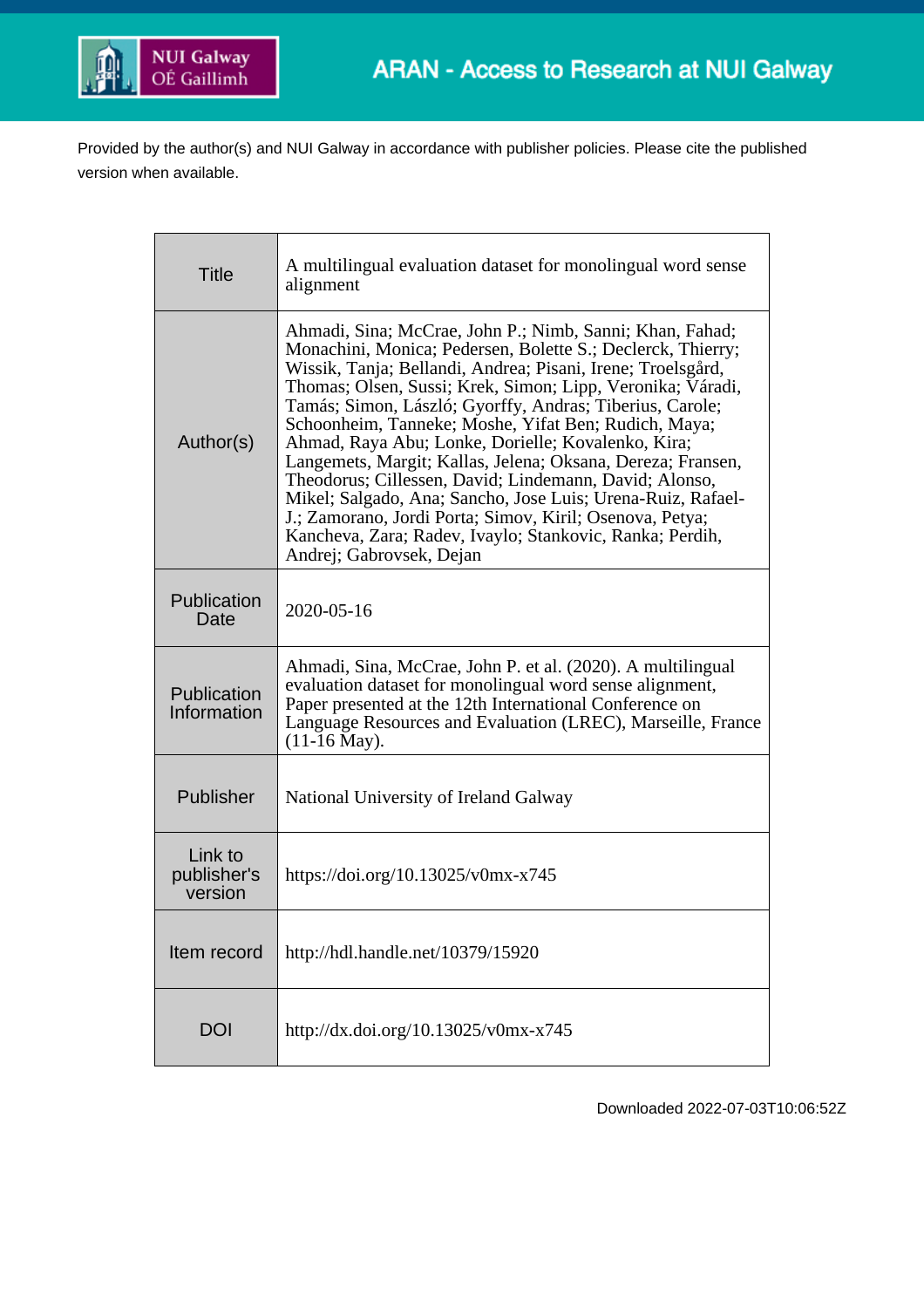NUI Galway OÉ Gaillimh

ARAN - Access to Research at NUI Galway

Provided by the author(s) and NUI Galway in accordance with publisher policies. Please cite the published version when available.

| | |
|---|---|
| Title | A multilingual evaluation dataset for monolingual word sense alignment |
| Author(s) | Ahmadi, Sina; McCrae, John P.; Nimb, Sanni; Khan, Fahad; Monachini, Monica; Pedersen, Bolette S.; Declerck, Thierry; Wissik, Tanja; Bellandi, Andrea; Pisani, Irene; Troelsgård, Thomas; Olsen, Sussi; Krek, Simon; Lipp, Veronika; Váradi, Tamás; Simon, László; Gyorffy, Andras; Tiberius, Carole; Schoonheim, Tanneke; Moshe, Yifat Ben; Rudich, Maya; Ahmad, Raya Abu; Lonke, Dorielle; Kovalenko, Kira; Langemets, Margit; Kallas, Jelena; Oksana, Dereza; Fransen, Theodorus; Cillessen, David; Lindemann, David; Alonso, Mikel; Salgado, Ana; Sancho, Jose Luis; Urena-Ruiz, Rafael-J.; Zamorano, Jordi Porta; Simov, Kiril; Osenova, Petya; Kancheva, Zara; Radev, Ivaylo; Stankovic, Ranka; Perdih, Andrej; Gabrovsek, Dejan |
| Publication Date | 2020-05-16 |
| Publication Information | Ahmadi, Sina, McCrae, John P. et al. (2020). A multilingual evaluation dataset for monolingual word sense alignment. Paper presented at the 12th International Conference on Language Resources and Evaluation (LREC), Marseille, France (11-16 May). |
| Publisher | National University of Ireland Galway |
| Link to publisher's version | https://doi.org/10.13025/v0mx-x745 |
| Item record | http://hdl.handle.net/10379/15920 |
| DOI | http://dx.doi.org/10.13025/v0mx-x745 |

Downloaded 2022-07-03T10:06:52Z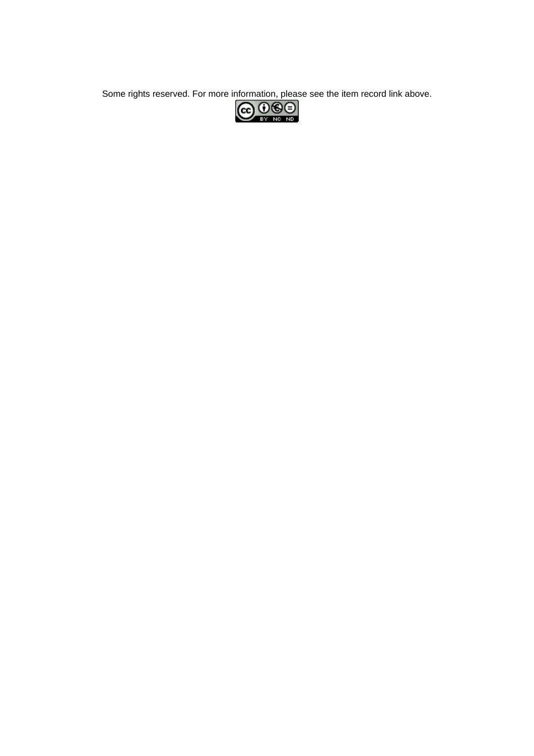Some rights reserved. For more information, please see the item record link above.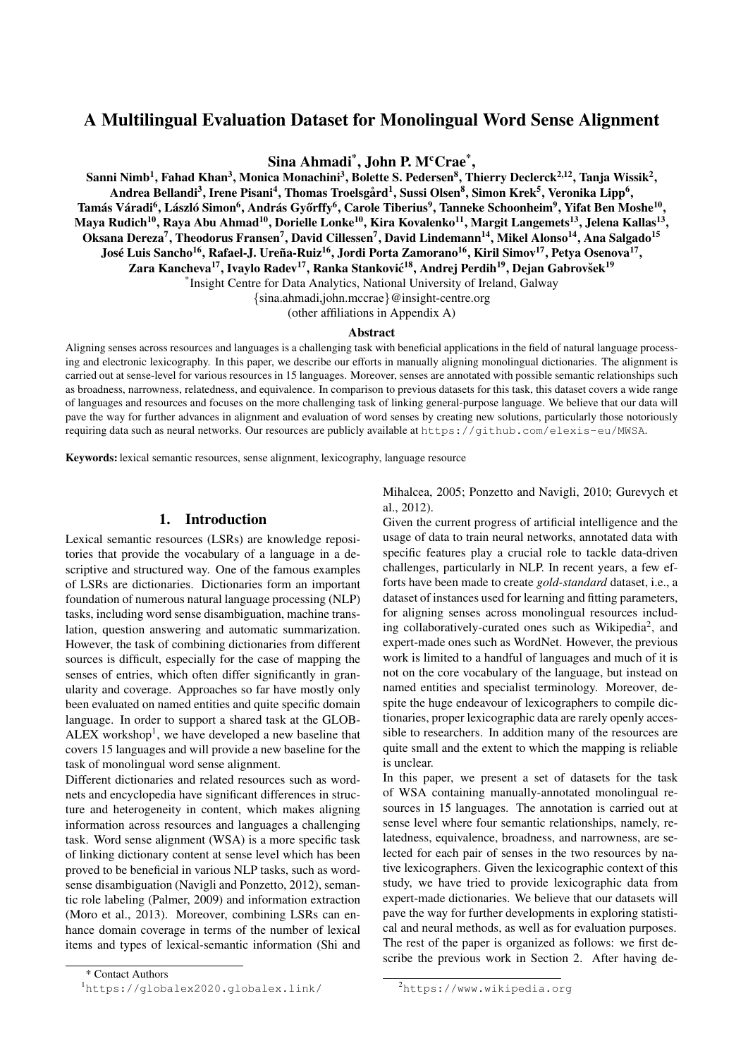# A Multilingual Evaluation Dataset for Monolingual Word Sense Alignment

**Sina Ahmadi*, John P. McCrae*,**
**Sanni Nimb[1], Fahad Khan[3], Monica Monachini[3], Bolette S. Pedersen[8], Thierry Declerck[2,12], Tanja Wissik[2], Andrea Bellandi[3], Irene Pisani[4], Thomas Troelsgård[1], Sussi Olsen[8], Simon Krek[5], Veronika Lipp[6], Tamás Váradi[6], László Simon[6], András Győrffy[6], Carole Tiberius[9], Tanneke Schoonheim[9], Yifat Ben Moshe[10], Maya Rudich[10], Raya Abu Ahmad[10], Dorielle Lonke[10], Kira Kovalenko[11], Margit Langemets[13], Jelena Kallas[13], Oksana Dereza[7], Theodorus Fransen[7], David Cillessen[7], David Lindemann[14], Mikel Alonso[14], Ana Salgado[15] José Luis Sancho[16], Rafael-J. Ureña-Ruiz[16], Jordi Porta Zamorano[16], Kiril Simov[17], Petya Osenova[17], Zara Kancheva[17], Ivaylo Radev[17], Ranka Stanković[18], Andrej Perdih[19], Dejan Gabrovšek[19]**

*Insight Centre for Data Analytics, National University of Ireland, Galway
{sina.ahmadi,john.mccrae}@insight-centre.org
(other affiliations in Appendix A)

## Abstract

Aligning senses across resources and languages is a challenging task with beneficial applications in the field of natural language processing and electronic lexicography. In this paper, we describe our efforts in manually aligning monolingual dictionaries. The alignment is carried out at sense-level for various resources in 15 languages. Moreover, senses are annotated with possible semantic relationships such as broadness, narrowness, relatedness, and equivalence. In comparison to previous datasets for this task, this dataset covers a wide range of languages and resources and focuses on the more challenging task of linking general-purpose language. We believe that our data will pave the way for further advances in alignment and evaluation of word senses by creating new solutions, particularly those notoriously requiring data such as neural networks. Our resources are publicly available at `https://github.com/elexis-eu/MWSA`.

**Keywords:** lexical semantic resources, sense alignment, lexicography, language resource

## 1. Introduction

Lexical semantic resources (LSRs) are knowledge repositories that provide the vocabulary of a language in a descriptive and structured way. One of the famous examples of LSRs are dictionaries. Dictionaries form an important foundation of numerous natural language processing (NLP) tasks, including word sense disambiguation, machine translation, question answering and automatic summarization. However, the task of combining dictionaries from different sources is difficult, especially for the case of mapping the senses of entries, which often differ significantly in granularity and coverage. Approaches so far have mostly only been evaluated on named entities and quite specific domain language. In order to support a shared task at the GLOBALEX workshop[1], we have developed a new baseline that covers 15 languages and will provide a new baseline for the task of monolingual word sense alignment.

Different dictionaries and related resources such as wordnets and encyclopedia have significant differences in structure and heterogeneity in content, which makes aligning information across resources and languages a challenging task. Word sense alignment (WSA) is a more specific task of linking dictionary content at sense level which has been proved to be beneficial in various NLP tasks, such as word-sense disambiguation (Navigli and Ponzetto, 2012), semantic role labeling (Palmer, 2009) and information extraction (Moro et al., 2013). Moreover, combining LSRs can enhance domain coverage in terms of the number of lexical items and types of lexical-semantic information (Shi and Mihalcea, 2005; Ponzetto and Navigli, 2010; Gurevych et al., 2012).

Given the current progress of artificial intelligence and the usage of data to train neural networks, annotated data with specific features play a crucial role to tackle data-driven challenges, particularly in NLP. In recent years, a few efforts have been made to create *gold-standard* dataset, i.e., a dataset of instances used for learning and fitting parameters, for aligning senses across monolingual resources including collaboratively-curated ones such as Wikipedia[2], and expert-made ones such as WordNet. However, the previous work is limited to a handful of languages and much of it is not on the core vocabulary of the language, but instead on named entities and specialist terminology. Moreover, despite the huge endeavour of lexicographers to compile dictionaries, proper lexicographic data are rarely openly accessible to researchers. In addition many of the resources are quite small and the extent to which the mapping is reliable is unclear.

In this paper, we present a set of datasets for the task of WSA containing manually-annotated monolingual resources in 15 languages. The annotation is carried out at sense level where four semantic relationships, namely, relatedness, equivalence, broadness, and narrowness, are selected for each pair of senses in the two resources by native lexicographers. Given the lexicographic context of this study, we have tried to provide lexicographic data from expert-made dictionaries. We believe that our datasets will pave the way for further developments in exploring statistical and neural methods, as well as for evaluation purposes.

The rest of the paper is organized as follows: we first describe the previous work in Section 2. After having de-

* Contact Authors

[1] `https://globalex2020.globalex.link/`

[2] `https://www.wikipedia.org`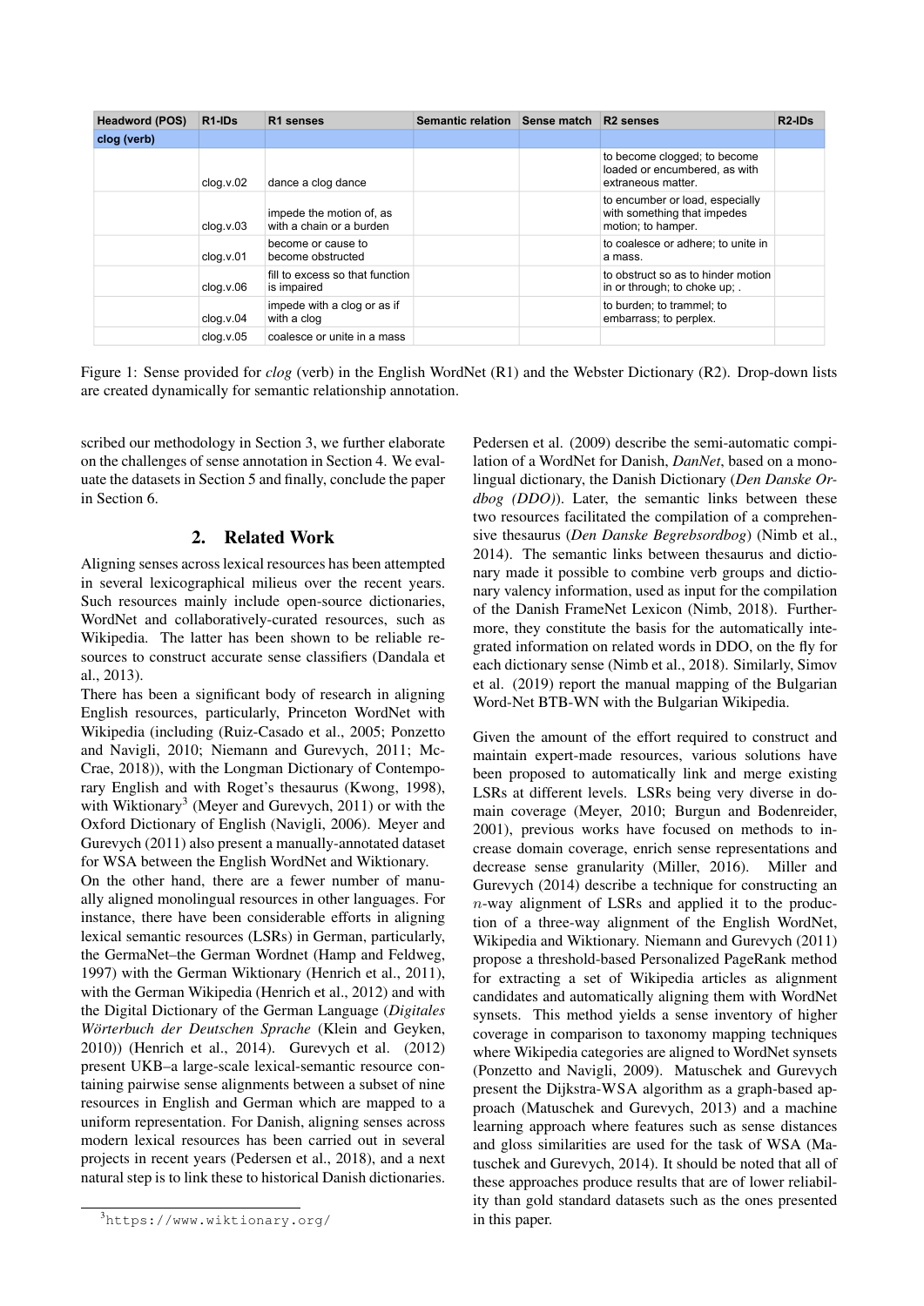| Headword (POS) | R1-IDs | R1 senses | Semantic relation | Sense match | R2 senses | R2-IDs |
|---|---|---|---|---|---|---|
| clog (verb) | | | | | | |
| | clog.v.02 | dance a clog dance | | | to become clogged; to become loaded or encumbered, as with extraneous matter. | |
| | clog.v.03 | impede the motion of, as with a chain or a burden | | | to encumber or load, especially with something that impedes motion; to hamper. | |
| | clog.v.01 | become or cause to become obstructed | | | to coalesce or adhere; to unite in a mass. | |
| | clog.v.06 | fill to excess so that function is impaired | | | to obstruct so as to hinder motion in or through; to choke up; . | |
| | clog.v.04 | impede with a clog or as if with a clog | | | to burden; to trammel; to embarrass; to perplex. | |
| | clog.v.05 | coalesce or unite in a mass | | | | |

Figure 1: Sense provided for *clog* (verb) in the English WordNet (R1) and the Webster Dictionary (R2). Drop-down lists are created dynamically for semantic relationship annotation.

scribed our methodology in Section 3, we further elaborate on the challenges of sense annotation in Section 4. We evaluate the datasets in Section 5 and finally, conclude the paper in Section 6.

## 2. Related Work

Aligning senses across lexical resources has been attempted in several lexicographical milieus over the recent years. Such resources mainly include open-source dictionaries, WordNet and collaboratively-curated resources, such as Wikipedia. The latter has been shown to be reliable resources to construct accurate sense classifiers (Dandala et al., 2013).

There has been a significant body of research in aligning English resources, particularly, Princeton WordNet with Wikipedia (including (Ruiz-Casado et al., 2005; Ponzetto and Navigli, 2010; Niemann and Gurevych, 2011; McCrae, 2018)), with the Longman Dictionary of Contemporary English and with Roget's thesaurus (Kwong, 1998), with Wiktionary[3] (Meyer and Gurevych, 2011) or with the Oxford Dictionary of English (Navigli, 2006). Meyer and Gurevych (2011) also present a manually-annotated dataset for WSA between the English WordNet and Wiktionary.

On the other hand, there are a fewer number of manually aligned monolingual resources in other languages. For instance, there have been considerable efforts in aligning lexical semantic resources (LSRs) in German, particularly, the GermaNet–the German Wordnet (Hamp and Feldweg, 1997) with the German Wiktionary (Henrich et al., 2011), with the German Wikipedia (Henrich et al., 2012) and with the Digital Dictionary of the German Language (*Digitales Wörterbuch der Deutschen Sprache* (Klein and Geyken, 2010)) (Henrich et al., 2014). Gurevych et al. (2012) present UKB–a large-scale lexical-semantic resource containing pairwise sense alignments between a subset of nine resources in English and German which are mapped to a uniform representation. For Danish, aligning senses across modern lexical resources has been carried out in several projects in recent years (Pedersen et al., 2018), and a next natural step is to link these to historical Danish dictionaries.

Pedersen et al. (2009) describe the semi-automatic compilation of a WordNet for Danish, *DanNet*, based on a monolingual dictionary, the Danish Dictionary (*Den Danske Ordbog (DDO)*). Later, the semantic links between these two resources facilitated the compilation of a comprehensive thesaurus (*Den Danske Begrebsordbog*) (Nimb et al., 2014). The semantic links between thesaurus and dictionary made it possible to combine verb groups and dictionary valency information, used as input for the compilation of the Danish FrameNet Lexicon (Nimb, 2018). Furthermore, they constitute the basis for the automatically integrated information on related words in DDO, on the fly for each dictionary sense (Nimb et al., 2018). Similarly, Simov et al. (2019) report the manual mapping of the Bulgarian Word-Net BTB-WN with the Bulgarian Wikipedia.

Given the amount of the effort required to construct and maintain expert-made resources, various solutions have been proposed to automatically link and merge existing LSRs at different levels. LSRs being very diverse in domain coverage (Meyer, 2010; Burgun and Bodenreider, 2001), previous works have focused on methods to increase domain coverage, enrich sense representations and decrease sense granularity (Miller, 2016). Miller and Gurevych (2014) describe a technique for constructing an $n$-way alignment of LSRs and applied it to the production of a three-way alignment of the English WordNet, Wikipedia and Wiktionary. Niemann and Gurevych (2011) propose a threshold-based Personalized PageRank method for extracting a set of Wikipedia articles as alignment candidates and automatically aligning them with WordNet synsets. This method yields a sense inventory of higher coverage in comparison to taxonomy mapping techniques where Wikipedia categories are aligned to WordNet synsets (Ponzetto and Navigli, 2009). Matuschek and Gurevych present the Dijkstra-WSA algorithm as a graph-based approach (Matuschek and Gurevych, 2013) and a machine learning approach where features such as sense distances and gloss similarities are used for the task of WSA (Matuschek and Gurevych, 2014). It should be noted that all of these approaches produce results that are of lower reliability than gold standard datasets such as the ones presented in this paper.

[3] https://www.wiktionary.org/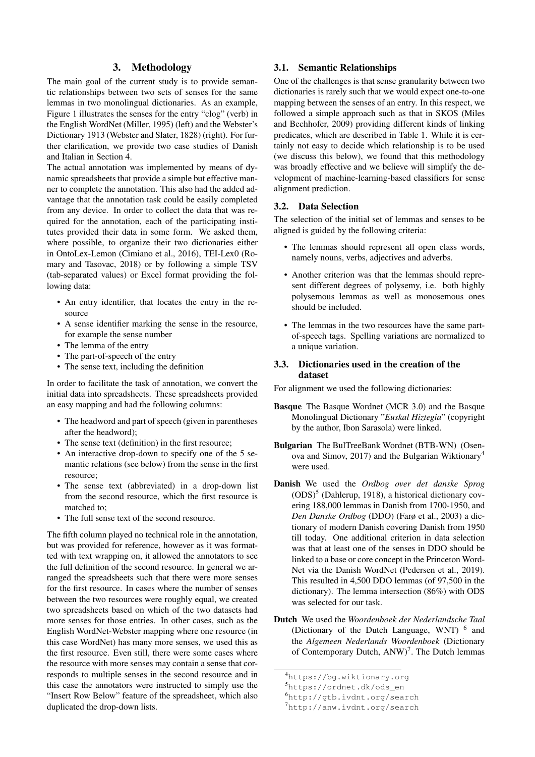## 3. Methodology

The main goal of the current study is to provide semantic relationships between two sets of senses for the same lemmas in two monolingual dictionaries. As an example, Figure 1 illustrates the senses for the entry "clog" (verb) in the English WordNet (Miller, 1995) (left) and the Webster's Dictionary 1913 (Webster and Slater, 1828) (right). For further clarification, we provide two case studies of Danish and Italian in Section 4.

The actual annotation was implemented by means of dynamic spreadsheets that provide a simple but effective manner to complete the annotation. This also had the added advantage that the annotation task could be easily completed from any device. In order to collect the data that was required for the annotation, each of the participating institutes provided their data in some form. We asked them, where possible, to organize their two dictionaries either in OntoLex-Lemon (Cimiano et al., 2016), TEI-Lex0 (Romary and Tasovac, 2018) or by following a simple TSV (tab-separated values) or Excel format providing the following data:

- An entry identifier, that locates the entry in the resource
- A sense identifier marking the sense in the resource, for example the sense number
- The lemma of the entry
- The part-of-speech of the entry
- The sense text, including the definition

In order to facilitate the task of annotation, we convert the initial data into spreadsheets. These spreadsheets provided an easy mapping and had the following columns:

- The headword and part of speech (given in parentheses after the headword);
- The sense text (definition) in the first resource;
- An interactive drop-down to specify one of the 5 semantic relations (see below) from the sense in the first resource;
- The sense text (abbreviated) in a drop-down list from the second resource, which the first resource is matched to;
- The full sense text of the second resource.

The fifth column played no technical role in the annotation, but was provided for reference, however as it was formatted with text wrapping on, it allowed the annotators to see the full definition of the second resource. In general we arranged the spreadsheets such that there were more senses for the first resource. In cases where the number of senses between the two resources were roughly equal, we created two spreadsheets based on which of the two datasets had more senses for those entries. In other cases, such as the English WordNet-Webster mapping where one resource (in this case WordNet) has many more senses, we used this as the first resource. Even still, there were some cases where the resource with more senses may contain a sense that corresponds to multiple senses in the second resource and in this case the annotators were instructed to simply use the "Insert Row Below" feature of the spreadsheet, which also duplicated the drop-down lists.

### 3.1. Semantic Relationships

One of the challenges is that sense granularity between two dictionaries is rarely such that we would expect one-to-one mapping between the senses of an entry. In this respect, we followed a simple approach such as that in SKOS (Miles and Bechhofer, 2009) providing different kinds of linking predicates, which are described in Table 1. While it is certainly not easy to decide which relationship is to be used (we discuss this below), we found that this methodology was broadly effective and we believe will simplify the development of machine-learning-based classifiers for sense alignment prediction.

### 3.2. Data Selection

The selection of the initial set of lemmas and senses to be aligned is guided by the following criteria:

- The lemmas should represent all open class words, namely nouns, verbs, adjectives and adverbs.
- Another criterion was that the lemmas should represent different degrees of polysemy, i.e. both highly polysemous lemmas as well as monosemous ones should be included.
- The lemmas in the two resources have the same part-of-speech tags. Spelling variations are normalized to a unique variation.

### 3.3. Dictionaries used in the creation of the dataset

For alignment we used the following dictionaries:

**Basque** The Basque Wordnet (MCR 3.0) and the Basque Monolingual Dictionary "*Euskal Hiztegia*" (copyright by the author, Ibon Sarasola) were linked.

**Bulgarian** The BulTreeBank Wordnet (BTB-WN) (Osenova and Simov, 2017) and the Bulgarian Wiktionary[4] were used.

**Danish** We used the *Ordbog over det danske Sprog* (ODS)[5] (Dahlerup, 1918), a historical dictionary covering 188,000 lemmas in Danish from 1700-1950, and *Den Danske Ordbog* (DDO) (Farø et al., 2003) a dictionary of modern Danish covering Danish from 1950 till today. One additional criterion in data selection was that at least one of the senses in DDO should be linked to a base or core concept in the Princeton WordNet via the Danish WordNet (Pedersen et al., 2019). This resulted in 4,500 DDO lemmas (of 97,500 in the dictionary). The lemma intersection (86%) with ODS was selected for our task.

**Dutch** We used the *Woordenboek der Nederlandsche Taal* (Dictionary of the Dutch Language, WNT) [6] and the *Algemeen Nederlands Woordenboek* (Dictionary of Contemporary Dutch, ANW)[7]. The Dutch lemmas

[4] https://bg.wiktionary.org

[5] https://ordnet.dk/ods_en

[6] http://gtb.ivdnt.org/search

[7] http://anw.ivdnt.org/search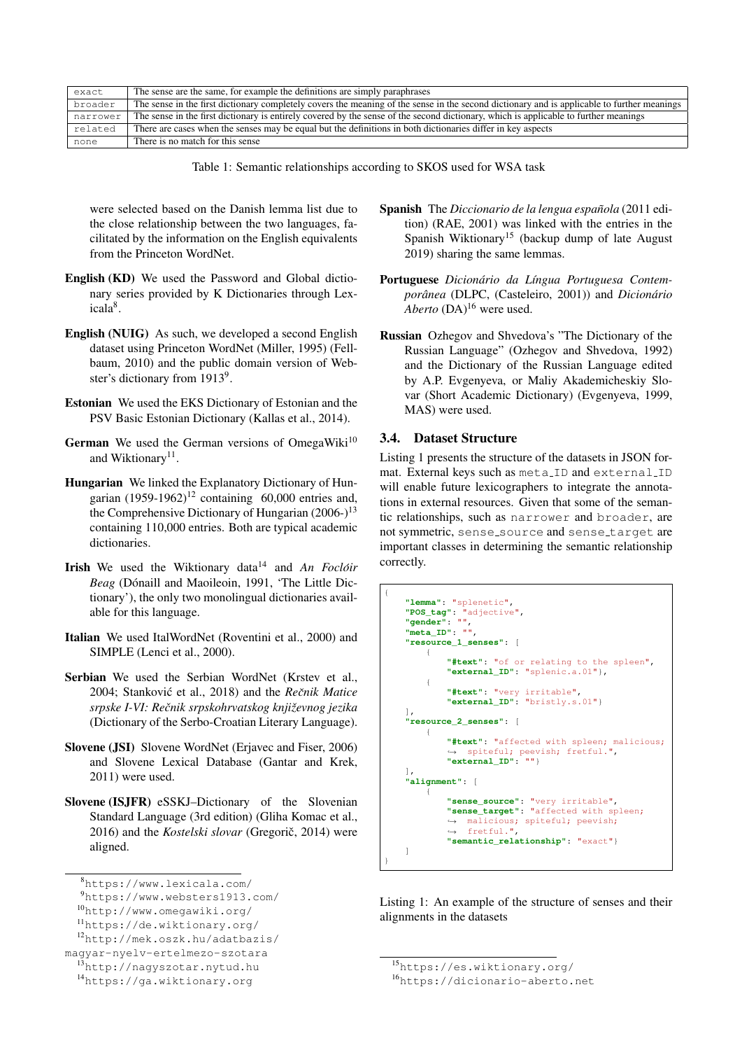| | |
|---|---|
| exact | The sense are the same, for example the definitions are simply paraphrases |
| broader | The sense in the first dictionary completely covers the meaning of the sense in the second dictionary and is applicable to further meanings |
| narrower | The sense in the first dictionary is entirely covered by the sense of the second dictionary, which is applicable to further meanings |
| related | There are cases when the senses may be equal but the definitions in both dictionaries differ in key aspects |
| none | There is no match for this sense |

Table 1: Semantic relationships according to SKOS used for WSA task

were selected based on the Danish lemma list due to the close relationship between the two languages, facilitated by the information on the English equivalents from the Princeton WordNet.

**English (KD)** We used the Password and Global dictionary series provided by K Dictionaries through Lexicala[8].

**English (NUIG)** As such, we developed a second English dataset using Princeton WordNet (Miller, 1995) (Fellbaum, 2010) and the public domain version of Webster's dictionary from 1913[9].

**Estonian** We used the EKS Dictionary of Estonian and the PSV Basic Estonian Dictionary (Kallas et al., 2014).

**German** We used the German versions of OmegaWiki[10] and Wiktionary[11].

**Hungarian** We linked the Explanatory Dictionary of Hungarian (1959-1962)[12] containing 60,000 entries and, the Comprehensive Dictionary of Hungarian (2006-)[13] containing 110,000 entries. Both are typical academic dictionaries.

**Irish** We used the Wiktionary data[14] and *An Foclóir Beag* (Dónaill and Maoileoin, 1991, 'The Little Dictionary'), the only two monolingual dictionaries available for this language.

**Italian** We used ItalWordNet (Roventini et al., 2000) and SIMPLE (Lenci et al., 2000).

**Serbian** We used the Serbian WordNet (Krstev et al., 2004; Stanković et al., 2018) and the *Rečnik Matice srpske I-VI: Rečnik srpskohrvatskog književnog jezika* (Dictionary of the Serbo-Croatian Literary Language).

**Slovene (JSI)** Slovene WordNet (Erjavec and Fiser, 2006) and Slovene Lexical Database (Gantar and Krek, 2011) were used.

**Slovene (ISJFR)** eSSKJ–Dictionary of the Slovenian Standard Language (3rd edition) (Gliha Komac et al., 2016) and the *Kostelski slovar* (Gregorič, 2014) were aligned.

**Spanish** The *Diccionario de la lengua española* (2011 edition) (RAE, 2001) was linked with the entries in the Spanish Wiktionary[15] (backup dump of late August 2019) sharing the same lemmas.

**Portuguese** *Dicionário da Língua Portuguesa Contemporânea* (DLPC, (Casteleiro, 2001)) and *Dicionário Aberto* (DA)[16] were used.

**Russian** Ozhegov and Shvedova's "The Dictionary of the Russian Language" (Ozhegov and Shvedova, 1992) and the Dictionary of the Russian Language edited by A.P. Evgenyeva, or Maliy Akademicheskiy Slovar (Short Academic Dictionary) (Evgenyeva, 1999, MAS) were used.

### 3.4. Dataset Structure

Listing 1 presents the structure of the datasets in JSON format. External keys such as meta_ID and external_ID will enable future lexicographers to integrate the annotations in external resources. Given that some of the semantic relationships, such as narrower and broader, are not symmetric, sense_source and sense_target are important classes in determining the semantic relationship correctly.

```
{
    "lemma": "splenetic",
    "POS_tag": "adjective",
    "gender": "",
    "meta_ID": "",
    "resource_1_senses": [
        {
            "#text": "of or relating to the spleen",
            "external_ID": "splenic.a.01"},
        {
            "#text": "very irritable",
            "external_ID": "bristly.s.01"}
    ],
    "resource_2_senses": [
        {
            "#text": "affected with spleen; malicious;
            ↪ spiteful; peevish; fretful.",
            "external_ID": ""}
    ],
    "alignment": [
        {
            "sense_source": "very irritable",
            "sense_target": "affected with spleen;
            ↪ malicious; spiteful; peevish;
            ↪ fretful.",
            "semantic_relationship": "exact"}
    ]
}
```

Listing 1: An example of the structure of senses and their alignments in the datasets

[8] https://www.lexicala.com/
[9] https://www.websters1913.com/
[10] http://www.omegawiki.org/
[11] https://de.wiktionary.org/
[12] http://mek.oszk.hu/adatbazis/magyar-nyelv-ertelmezo-szotara
[13] http://nagyszotar.nytud.hu
[14] https://ga.wiktionary.org
[15] https://es.wiktionary.org/
[16] https://dicionario-aberto.net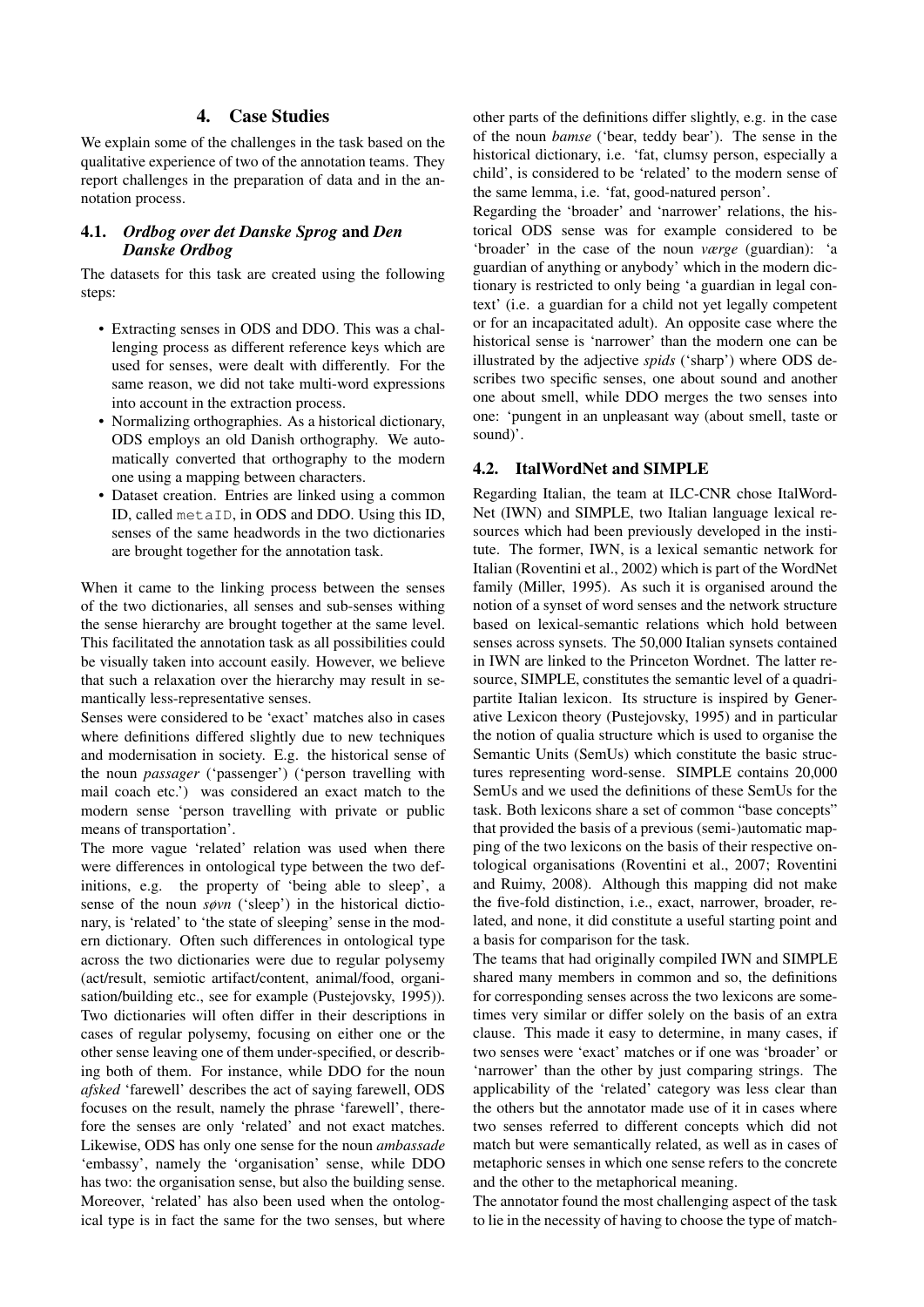## 4. Case Studies

We explain some of the challenges in the task based on the qualitative experience of two of the annotation teams. They report challenges in the preparation of data and in the annotation process.

### 4.1. *Ordbog over det Danske Sprog* and *Den Danske Ordbog*

The datasets for this task are created using the following steps:

- Extracting senses in ODS and DDO. This was a challenging process as different reference keys which are used for senses, were dealt with differently. For the same reason, we did not take multi-word expressions into account in the extraction process.
- Normalizing orthographies. As a historical dictionary, ODS employs an old Danish orthography. We automatically converted that orthography to the modern one using a mapping between characters.
- Dataset creation. Entries are linked using a common ID, called `metaID`, in ODS and DDO. Using this ID, senses of the same headwords in the two dictionaries are brought together for the annotation task.

When it came to the linking process between the senses of the two dictionaries, all senses and sub-senses withing the sense hierarchy are brought together at the same level. This facilitated the annotation task as all possibilities could be visually taken into account easily. However, we believe that such a relaxation over the hierarchy may result in semantically less-representative senses.

Senses were considered to be 'exact' matches also in cases where definitions differed slightly due to new techniques and modernisation in society. E.g. the historical sense of the noun *passager* ('passenger') ('person travelling with mail coach etc.') was considered an exact match to the modern sense 'person travelling with private or public means of transportation'.

The more vague 'related' relation was used when there were differences in ontological type between the two definitions, e.g. the property of 'being able to sleep', a sense of the noun *søvn* ('sleep') in the historical dictionary, is 'related' to 'the state of sleeping' sense in the modern dictionary. Often such differences in ontological type across the two dictionaries were due to regular polysemy (act/result, semiotic artifact/content, animal/food, organisation/building etc., see for example (Pustejovsky, 1995)). Two dictionaries will often differ in their descriptions in cases of regular polysemy, focusing on either one or the other sense leaving one of them under-specified, or describing both of them. For instance, while DDO for the noun *afsked* 'farewell' describes the act of saying farewell, ODS focuses on the result, namely the phrase 'farewell', therefore the senses are only 'related' and not exact matches. Likewise, ODS has only one sense for the noun *ambassade* 'embassy', namely the 'organisation' sense, while DDO has two: the organisation sense, but also the building sense. Moreover, 'related' has also been used when the ontological type is in fact the same for the two senses, but where other parts of the definitions differ slightly, e.g. in the case of the noun *bamse* ('bear, teddy bear'). The sense in the historical dictionary, i.e. 'fat, clumsy person, especially a child', is considered to be 'related' to the modern sense of the same lemma, i.e. 'fat, good-natured person'.

Regarding the 'broader' and 'narrower' relations, the historical ODS sense was for example considered to be 'broader' in the case of the noun *værge* (guardian): 'a guardian of anything or anybody' which in the modern dictionary is restricted to only being 'a guardian in legal context' (i.e. a guardian for a child not yet legally competent or for an incapacitated adult). An opposite case where the historical sense is 'narrower' than the modern one can be illustrated by the adjective *spids* ('sharp') where ODS describes two specific senses, one about sound and another one about smell, while DDO merges the two senses into one: 'pungent in an unpleasant way (about smell, taste or sound)'.

### 4.2. ItalWordNet and SIMPLE

Regarding Italian, the team at ILC-CNR chose ItalWordNet (IWN) and SIMPLE, two Italian language lexical resources which had been previously developed in the institute. The former, IWN, is a lexical semantic network for Italian (Roventini et al., 2002) which is part of the WordNet family (Miller, 1995). As such it is organised around the notion of a synset of word senses and the network structure based on lexical-semantic relations which hold between senses across synsets. The 50,000 Italian synsets contained in IWN are linked to the Princeton Wordnet. The latter resource, SIMPLE, constitutes the semantic level of a quadripartite Italian lexicon. Its structure is inspired by Generative Lexicon theory (Pustejovsky, 1995) and in particular the notion of qualia structure which is used to organise the Semantic Units (SemUs) which constitute the basic structures representing word-sense. SIMPLE contains 20,000 SemUs and we used the definitions of these SemUs for the task. Both lexicons share a set of common "base concepts" that provided the basis of a previous (semi-)automatic mapping of the two lexicons on the basis of their respective ontological organisations (Roventini et al., 2007; Roventini and Ruimy, 2008). Although this mapping did not make the five-fold distinction, i.e., exact, narrower, broader, related, and none, it did constitute a useful starting point and a basis for comparison for the task.

The teams that had originally compiled IWN and SIMPLE shared many members in common and so, the definitions for corresponding senses across the two lexicons are sometimes very similar or differ solely on the basis of an extra clause. This made it easy to determine, in many cases, if two senses were 'exact' matches or if one was 'broader' or 'narrower' than the other by just comparing strings. The applicability of the 'related' category was less clear than the others but the annotator made use of it in cases where two senses referred to different concepts which did not match but were semantically related, as well as in cases of metaphoric senses in which one sense refers to the concrete and the other to the metaphorical meaning.

The annotator found the most challenging aspect of the task to lie in the necessity of having to choose the type of match-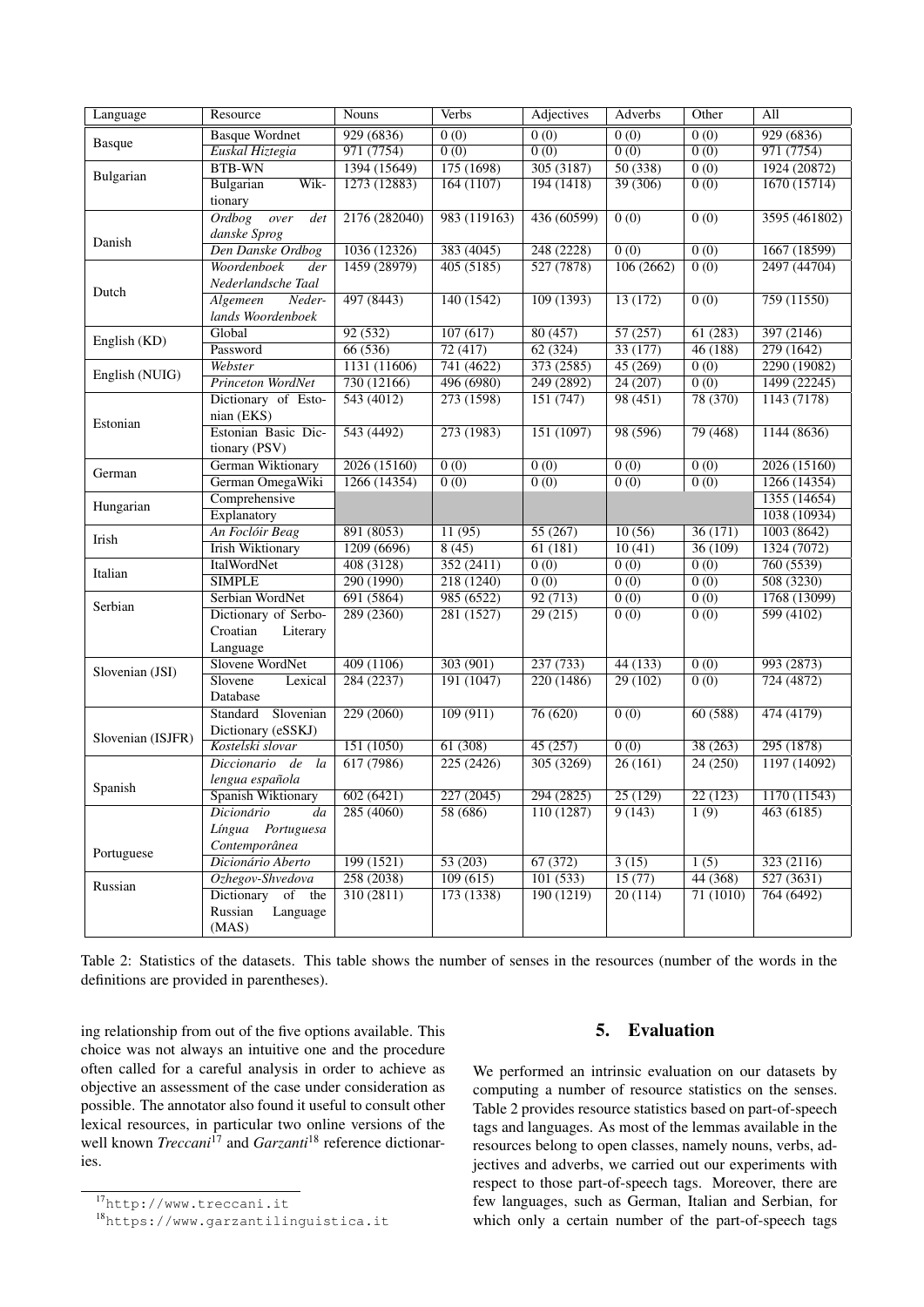| Language | Resource | Nouns | Verbs | Adjectives | Adverbs | Other | All |
|---|---|---|---|---|---|---|---|
| Basque | Basque Wordnet | 929 (6836) | 0 (0) | 0 (0) | 0 (0) | 0 (0) | 929 (6836) |
| | *Euskal Hiztegia* | 971 (7754) | 0 (0) | 0 (0) | 0 (0) | 0 (0) | 971 (7754) |
| Bulgarian | BTB-WN | 1394 (15649) | 175 (1698) | 305 (3187) | 50 (338) | 0 (0) | 1924 (20872) |
| | Bulgarian Wiktionary | 1273 (12883) | 164 (1107) | 194 (1418) | 39 (306) | 0 (0) | 1670 (15714) |
| Danish | *Ordbog over det danske Sprog* | 2176 (282040) | 983 (119163) | 436 (60599) | 0 (0) | 0 (0) | 3595 (461802) |
| | *Den Danske Ordbog* | 1036 (12326) | 383 (4045) | 248 (2228) | 0 (0) | 0 (0) | 1667 (18599) |
| Dutch | *Woordenboek der Nederlandsche Taal* | 1459 (28979) | 405 (5185) | 527 (7878) | 106 (2662) | 0 (0) | 2497 (44704) |
| | *Algemeen Nederlands Woordenboek* | 497 (8443) | 140 (1542) | 109 (1393) | 13 (172) | 0 (0) | 759 (11550) |
| English (KD) | Global | 92 (532) | 107 (617) | 80 (457) | 57 (257) | 61 (283) | 397 (2146) |
| | Password | 66 (536) | 72 (417) | 62 (324) | 33 (177) | 46 (188) | 279 (1642) |
| English (NUIG) | *Webster* | 1131 (11606) | 741 (4622) | 373 (2585) | 45 (269) | 0 (0) | 2290 (19082) |
| | *Princeton WordNet* | 730 (12166) | 496 (6980) | 249 (2892) | 24 (207) | 0 (0) | 1499 (22245) |
| Estonian | Dictionary of Estonian (EKS) | 543 (4012) | 273 (1598) | 151 (747) | 98 (451) | 78 (370) | 1143 (7178) |
| | Estonian Basic Dictionary (PSV) | 543 (4492) | 273 (1983) | 151 (1097) | 98 (596) | 79 (468) | 1144 (8636) |
| German | German Wiktionary | 2026 (15160) | 0 (0) | 0 (0) | 0 (0) | 0 (0) | 2026 (15160) |
| | German OmegaWiki | 1266 (14354) | 0 (0) | 0 (0) | 0 (0) | 0 (0) | 1266 (14354) |
| Hungarian | Comprehensive | | | | | | 1355 (14654) |
| | Explanatory | | | | | | 1038 (10934) |
| Irish | *An Foclóir Beag* | 891 (8053) | 11 (95) | 55 (267) | 10 (56) | 36 (171) | 1003 (8642) |
| | Irish Wiktionary | 1209 (6696) | 8 (45) | 61 (181) | 10 (41) | 36 (109) | 1324 (7072) |
| Italian | ItalWordNet | 408 (3128) | 352 (2411) | 0 (0) | 0 (0) | 0 (0) | 760 (5539) |
| | SIMPLE | 290 (1990) | 218 (1240) | 0 (0) | 0 (0) | 0 (0) | 508 (3230) |
| Serbian | Serbian WordNet | 691 (5864) | 985 (6522) | 92 (713) | 0 (0) | 0 (0) | 1768 (13099) |
| | Dictionary of Serbo-Croatian Literary Language | 289 (2360) | 281 (1527) | 29 (215) | 0 (0) | 0 (0) | 599 (4102) |
| Slovenian (JSI) | Slovene WordNet | 409 (1106) | 303 (901) | 237 (733) | 44 (133) | 0 (0) | 993 (2873) |
| | Slovene Lexical Database | 284 (2237) | 191 (1047) | 220 (1486) | 29 (102) | 0 (0) | 724 (4872) |
| Slovenian (ISJFR) | Standard Slovenian Dictionary (eSSKJ) | 229 (2060) | 109 (911) | 76 (620) | 0 (0) | 60 (588) | 474 (4179) |
| | *Kostelski slovar* | 151 (1050) | 61 (308) | 45 (257) | 0 (0) | 38 (263) | 295 (1878) |
| Spanish | *Diccionario de la lengua española* | 617 (7986) | 225 (2426) | 305 (3269) | 26 (161) | 24 (250) | 1197 (14092) |
| | Spanish Wiktionary | 602 (6421) | 227 (2045) | 294 (2825) | 25 (129) | 22 (123) | 1170 (11543) |
| Portuguese | *Dicionário da Língua Portuguesa Contemporânea* | 285 (4060) | 58 (686) | 110 (1287) | 9 (143) | 1 (9) | 463 (6185) |
| | *Dicionário Aberto* | 199 (1521) | 53 (203) | 67 (372) | 3 (15) | 1 (5) | 323 (2116) |
| Russian | *Ozhegov-Shvedova* | 258 (2038) | 109 (615) | 101 (533) | 15 (77) | 44 (368) | 527 (3631) |
| | Dictionary of the Russian Language (MAS) | 310 (2811) | 173 (1338) | 190 (1219) | 20 (114) | 71 (1010) | 764 (6492) |

Table 2: Statistics of the datasets. This table shows the number of senses in the resources (number of the words in the definitions are provided in parentheses).

ing relationship from out of the five options available. This choice was not always an intuitive one and the procedure often called for a careful analysis in order to achieve as objective an assessment of the case under consideration as possible. The annotator also found it useful to consult other lexical resources, in particular two online versions of the well known *Treccani*[17] and *Garzanti*[18] reference dictionaries.

[17] http://www.treccani.it

[18] https://www.garzantilinguistica.it

## 5. Evaluation

We performed an intrinsic evaluation on our datasets by computing a number of resource statistics on the senses. Table 2 provides resource statistics based on part-of-speech tags and languages. As most of the lemmas available in the resources belong to open classes, namely nouns, verbs, adjectives and adverbs, we carried out our experiments with respect to those part-of-speech tags. Moreover, there are few languages, such as German, Italian and Serbian, for which only a certain number of the part-of-speech tags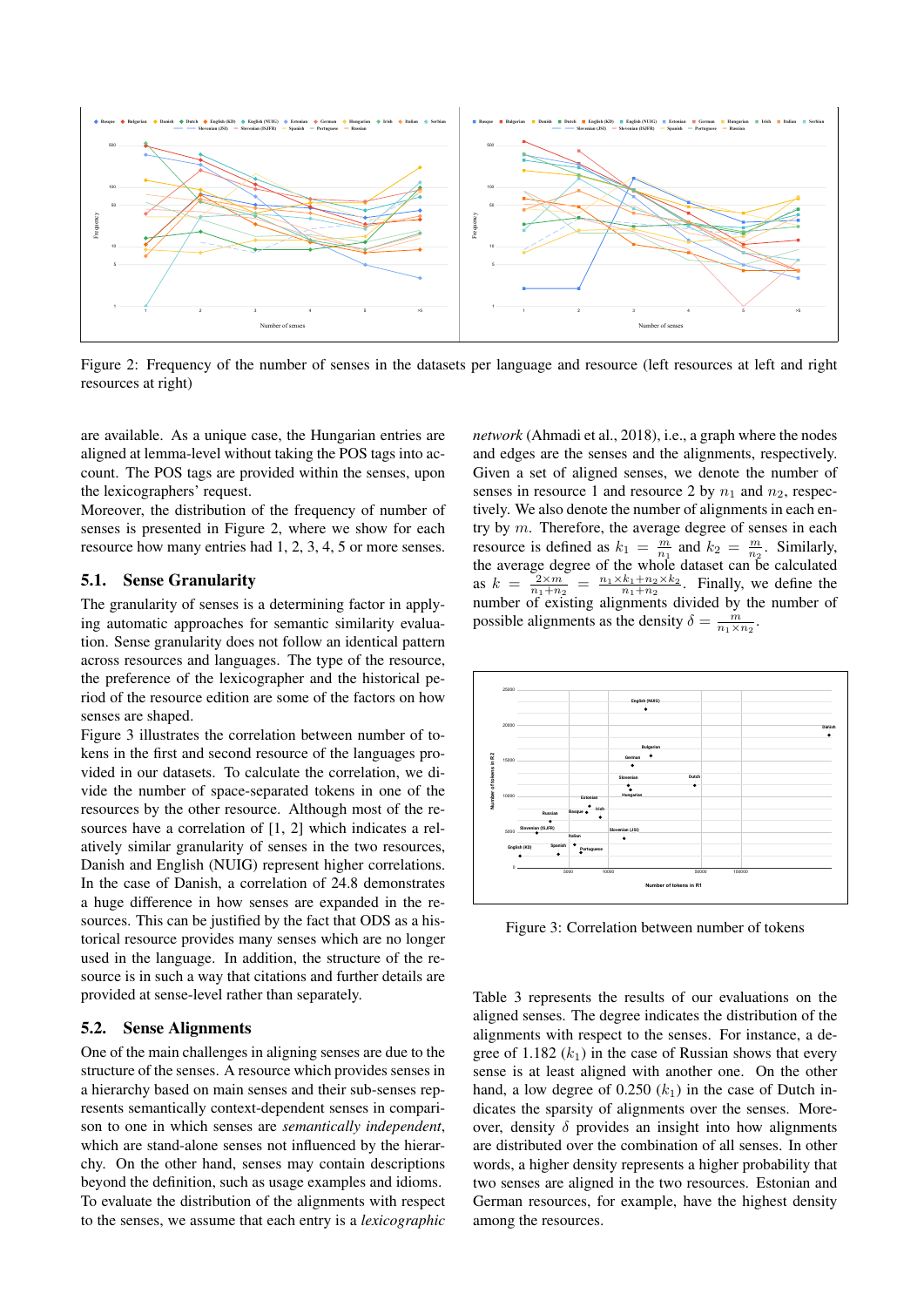Figure 2: Frequency of the number of senses in the datasets per language and resource (left resources at left and right resources at right)

are available. As a unique case, the Hungarian entries are aligned at lemma-level without taking the POS tags into account. The POS tags are provided within the senses, upon the lexicographers' request.
Moreover, the distribution of the frequency of number of senses is presented in Figure 2, where we show for each resource how many entries had 1, 2, 3, 4, 5 or more senses.

### 5.1. Sense Granularity

The granularity of senses is a determining factor in applying automatic approaches for semantic similarity evaluation. Sense granularity does not follow an identical pattern across resources and languages. The type of the resource, the preference of the lexicographer and the historical period of the resource edition are some of the factors on how senses are shaped.
Figure 3 illustrates the correlation between number of tokens in the first and second resource of the languages provided in our datasets. To calculate the correlation, we divide the number of space-separated tokens in one of the resources by the other resource. Although most of the resources have a correlation of [1, 2] which indicates a relatively similar granularity of senses in the two resources, Danish and English (NUIG) represent higher correlations. In the case of Danish, a correlation of 24.8 demonstrates a huge difference in how senses are expanded in the resources. This can be justified by the fact that ODS as a historical resource provides many senses which are no longer used in the language. In addition, the structure of the resource is in such a way that citations and further details are provided at sense-level rather than separately.

### 5.2. Sense Alignments

One of the main challenges in aligning senses are due to the structure of the senses. A resource which provides senses in a hierarchy based on main senses and their sub-senses represents semantically context-dependent senses in comparison to one in which senses are *semantically independent*, which are stand-alone senses not influenced by the hierarchy. On the other hand, senses may contain descriptions beyond the definition, such as usage examples and idioms.
To evaluate the distribution of the alignments with respect to the senses, we assume that each entry is a *lexicographic network* (Ahmadi et al., 2018), i.e., a graph where the nodes and edges are the senses and the alignments, respectively. Given a set of aligned senses, we denote the number of senses in resource 1 and resource 2 by $n_1$ and $n_2$, respectively. We also denote the number of alignments in each entry by $m$. Therefore, the average degree of senses in each resource is defined as $k_1 = \frac{m}{n_1}$ and $k_2 = \frac{m}{n_2}$. Similarly, the average degree of the whole dataset can be calculated as $k = \frac{2 \times m}{n_1 + n_2} = \frac{n_1 \times k_1 + n_2 \times k_2}{n_1 + n_2}$. Finally, we define the number of existing alignments divided by the number of possible alignments as the density $\delta = \frac{m}{n_1 \times n_2}$.

Figure 3: Correlation between number of tokens

Table 3 represents the results of our evaluations on the aligned senses. The degree indicates the distribution of the alignments with respect to the senses. For instance, a degree of 1.182 ($k_1$) in the case of Russian shows that every sense is at least aligned with another one. On the other hand, a low degree of 0.250 ($k_1$) in the case of Dutch indicates the sparsity of alignments over the senses. Moreover, density $\delta$ provides an insight into how alignments are distributed over the combination of all senses. In other words, a higher density represents a higher probability that two senses are aligned in the two resources. Estonian and German resources, for example, have the highest density among the resources.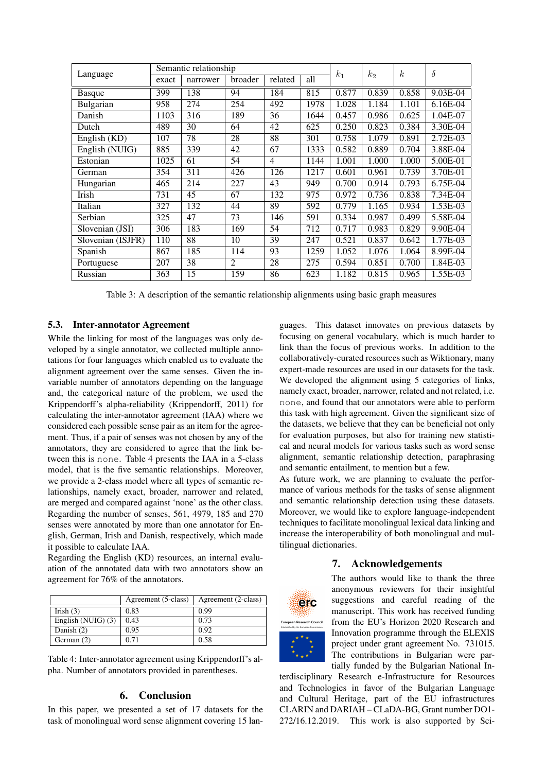| Language | Semantic relationship | | | | | $k_1$ | $k_2$ | $k$ | $\delta$ |
|---|---|---|---|---|---|---|---|---|---|
| | exact | narrower | broader | related | all | | | | |
| Basque | 399 | 138 | 94 | 184 | 815 | 0.877 | 0.839 | 0.858 | 9.03E-04 |
| Bulgarian | 958 | 274 | 254 | 492 | 1978 | 1.028 | 1.184 | 1.101 | 6.16E-04 |
| Danish | 1103 | 316 | 189 | 36 | 1644 | 0.457 | 0.986 | 0.625 | 1.04E-07 |
| Dutch | 489 | 30 | 64 | 42 | 625 | 0.250 | 0.823 | 0.384 | 3.30E-04 |
| English (KD) | 107 | 78 | 28 | 88 | 301 | 0.758 | 1.079 | 0.891 | 2.72E-03 |
| English (NUIG) | 885 | 339 | 42 | 67 | 1333 | 0.582 | 0.889 | 0.704 | 3.88E-04 |
| Estonian | 1025 | 61 | 54 | 4 | 1144 | 1.001 | 1.000 | 1.000 | 5.00E-01 |
| German | 354 | 311 | 426 | 126 | 1217 | 0.601 | 0.961 | 0.739 | 3.70E-01 |
| Hungarian | 465 | 214 | 227 | 43 | 949 | 0.700 | 0.914 | 0.793 | 6.75E-04 |
| Irish | 731 | 45 | 67 | 132 | 975 | 0.972 | 0.736 | 0.838 | 7.34E-04 |
| Italian | 327 | 132 | 44 | 89 | 592 | 0.779 | 1.165 | 0.934 | 1.53E-03 |
| Serbian | 325 | 47 | 73 | 146 | 591 | 0.334 | 0.987 | 0.499 | 5.58E-04 |
| Slovenian (JSI) | 306 | 183 | 169 | 54 | 712 | 0.717 | 0.983 | 0.829 | 9.90E-04 |
| Slovenian (ISJFR) | 110 | 88 | 10 | 39 | 247 | 0.521 | 0.837 | 0.642 | 1.77E-03 |
| Spanish | 867 | 185 | 114 | 93 | 1259 | 1.052 | 1.076 | 1.064 | 8.99E-04 |
| Portuguese | 207 | 38 | 2 | 28 | 275 | 0.594 | 0.851 | 0.700 | 1.84E-03 |
| Russian | 363 | 15 | 159 | 86 | 623 | 1.182 | 0.815 | 0.965 | 1.55E-03 |

Table 3: A description of the semantic relationship alignments using basic graph measures

### 5.3. Inter-annotator Agreement

While the linking for most of the languages was only developed by a single annotator, we collected multiple annotations for four languages which enabled us to evaluate the alignment agreement over the same senses. Given the invariable number of annotators depending on the language and, the categorical nature of the problem, we used the Krippendorff's alpha-reliability (Krippendorff, 2011) for calculating the inter-annotator agreement (IAA) where we considered each possible sense pair as an item for the agreement. Thus, if a pair of senses was not chosen by any of the annotators, they are considered to agree that the link between this is none. Table 4 presents the IAA in a 5-class model, that is the five semantic relationships. Moreover, we provide a 2-class model where all types of semantic relationships, namely exact, broader, narrower and related, are merged and compared against 'none' as the other class. Regarding the number of senses, 561, 4979, 185 and 270 senses were annotated by more than one annotator for English, German, Irish and Danish, respectively, which made it possible to calculate IAA.

Regarding the English (KD) resources, an internal evaluation of the annotated data with two annotators show an agreement for 76% of the annotators.

| | Agreement (5-class) | Agreement (2-class) |
|---|---|---|
| Irish (3) | 0.83 | 0.99 |
| English (NUIG) (3) | 0.43 | 0.73 |
| Danish (2) | 0.95 | 0.92 |
| German (2) | 0.71 | 0.58 |

Table 4: Inter-annotator agreement using Krippendorff's alpha. Number of annotators provided in parentheses.

## 6. Conclusion

In this paper, we presented a set of 17 datasets for the task of monolingual word sense alignment covering 15 languages. This dataset innovates on previous datasets by focusing on general vocabulary, which is much harder to link than the focus of previous works. In addition to the collaboratively-curated resources such as Wiktionary, many expert-made resources are used in our datasets for the task. We developed the alignment using 5 categories of links, namely exact, broader, narrower, related and not related, i.e. none, and found that our annotators were able to perform this task with high agreement. Given the significant size of the datasets, we believe that they can be beneficial not only for evaluation purposes, but also for training new statistical and neural models for various tasks such as word sense alignment, semantic relationship detection, paraphrasing and semantic entailment, to mention but a few.

As future work, we are planning to evaluate the performance of various methods for the tasks of sense alignment and semantic relationship detection using these datasets. Moreover, we would like to explore language-independent techniques to facilitate monolingual lexical data linking and increase the interoperability of both monolingual and multilingual dictionaries.

## 7. Acknowledgements

The authors would like to thank the three anonymous reviewers for their insightful suggestions and careful reading of the manuscript. This work has received funding from the EU's Horizon 2020 Research and Innovation programme through the ELEXIS project under grant agreement No. 731015. The contributions in Bulgarian were partially funded by the Bulgarian National Interdisciplinary Research e-Infrastructure for Resources and Technologies in favor of the Bulgarian Language and Cultural Heritage, part of the EU infrastructures CLARIN and DARIAH – CLaDA-BG, Grant number DO1-272/16.12.2019. This work is also supported by Sci-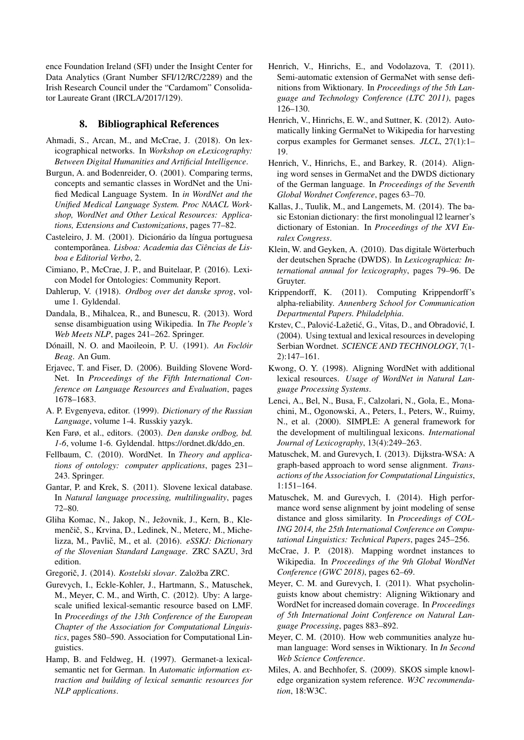ence Foundation Ireland (SFI) under the Insight Center for Data Analytics (Grant Number SFI/12/RC/2289) and the Irish Research Council under the "Cardamom" Consolidator Laureate Grant (IRCLA/2017/129).

## 8. Bibliographical References

Ahmadi, S., Arcan, M., and McCrae, J. (2018). On lexicographical networks. In *Workshop on eLexicography: Between Digital Humanities and Artificial Intelligence*.

Burgun, A. and Bodenreider, O. (2001). Comparing terms, concepts and semantic classes in WordNet and the Unified Medical Language System. In *in WordNet and the Unified Medical Language System. Proc NAACL Workshop, WordNet and Other Lexical Resources: Applications, Extensions and Customizations*, pages 77–82.

Casteleiro, J. M. (2001). Dicionário da língua portuguesa contemporânea. *Lisboa: Academia das Ciências de Lisboa e Editorial Verbo*, 2.

Cimiano, P., McCrae, J. P., and Buitelaar, P. (2016). Lexicon Model for Ontologies: Community Report.

Dahlerup, V. (1918). *Ordbog over det danske sprog*, volume 1. Gyldendal.

Dandala, B., Mihalcea, R., and Bunescu, R. (2013). Word sense disambiguation using Wikipedia. In *The People's Web Meets NLP*, pages 241–262. Springer.

Dónaill, N. O. and Maoileoin, P. U. (1991). *An Foclóir Beag*. An Gum.

Erjavec, T. and Fiser, D. (2006). Building Slovene WordNet. In *Proceedings of the Fifth International Conference on Language Resources and Evaluation*, pages 1678–1683.

A. P. Evgenyeva, editor. (1999). *Dictionary of the Russian Language*, volume 1-4. Russkiy yazyk.

Ken Farø, et al., editors. (2003). *Den danske ordbog, bd. 1-6*, volume 1-6. Gyldendal. https://ordnet.dk/ddo_en.

Fellbaum, C. (2010). WordNet. In *Theory and applications of ontology: computer applications*, pages 231–243. Springer.

Gantar, P. and Krek, S. (2011). Slovene lexical database. In *Natural language processing, multilinguality*, pages 72–80.

Gliha Komac, N., Jakop, N., Ježovnik, J., Kern, B., Klemenčič, S., Krvina, D., Ledinek, N., Meterc, M., Michelizza, M., Pavlič, M., et al. (2016). *eSSKJ: Dictionary of the Slovenian Standard Language*. ZRC SAZU, 3rd edition.

Gregorič, J. (2014). *Kostelski slovar*. Založba ZRC.

Gurevych, I., Eckle-Kohler, J., Hartmann, S., Matuschek, M., Meyer, C. M., and Wirth, C. (2012). Uby: A large-scale unified lexical-semantic resource based on LMF. In *Proceedings of the 13th Conference of the European Chapter of the Association for Computational Linguistics*, pages 580–590. Association for Computational Linguistics.

Hamp, B. and Feldweg, H. (1997). Germanet-a lexical-semantic net for German. In *Automatic information extraction and building of lexical semantic resources for NLP applications*.

Henrich, V., Hinrichs, E., and Vodolazova, T. (2011). Semi-automatic extension of GermaNet with sense definitions from Wiktionary. In *Proceedings of the 5th Language and Technology Conference (LTC 2011)*, pages 126–130.

Henrich, V., Hinrichs, E. W., and Suttner, K. (2012). Automatically linking GermaNet to Wikipedia for harvesting corpus examples for Germanet senses. *JLCL*, 27(1):1–19.

Henrich, V., Hinrichs, E., and Barkey, R. (2014). Aligning word senses in GermaNet and the DWDS dictionary of the German language. In *Proceedings of the Seventh Global Wordnet Conference*, pages 63–70.

Kallas, J., Tuulik, M., and Langemets, M. (2014). The basic Estonian dictionary: the first monolingual l2 learner's dictionary of Estonian. In *Proceedings of the XVI Euralex Congress*.

Klein, W. and Geyken, A. (2010). Das digitale Wörterbuch der deutschen Sprache (DWDS). In *Lexicographica: International annual for lexicography*, pages 79–96. De Gruyter.

Krippendorff, K. (2011). Computing Krippendorff's alpha-reliability. *Annenberg School for Communication Departmental Papers. Philadelphia*.

Krstev, C., Palović-Lažetić, G., Vitas, D., and Obradović, I. (2004). Using textual and lexical resources in developing Serbian Wordnet. *SCIENCE AND TECHNOLOGY*, 7(1-2):147–161.

Kwong, O. Y. (1998). Aligning WordNet with additional lexical resources. *Usage of WordNet in Natural Language Processing Systems*.

Lenci, A., Bel, N., Busa, F., Calzolari, N., Gola, E., Monachini, M., Ogonowski, A., Peters, I., Peters, W., Ruimy, N., et al. (2000). SIMPLE: A general framework for the development of multilingual lexicons. *International Journal of Lexicography*, 13(4):249–263.

Matuschek, M. and Gurevych, I. (2013). Dijkstra-WSA: A graph-based approach to word sense alignment. *Transactions of the Association for Computational Linguistics*, 1:151–164.

Matuschek, M. and Gurevych, I. (2014). High performance word sense alignment by joint modeling of sense distance and gloss similarity. In *Proceedings of COLING 2014, the 25th International Conference on Computational Linguistics: Technical Papers*, pages 245–256.

McCrae, J. P. (2018). Mapping wordnet instances to Wikipedia. In *Proceedings of the 9th Global WordNet Conference (GWC 2018)*, pages 62–69.

Meyer, C. M. and Gurevych, I. (2011). What psycholinguists know about chemistry: Aligning Wiktionary and WordNet for increased domain coverage. In *Proceedings of 5th International Joint Conference on Natural Language Processing*, pages 883–892.

Meyer, C. M. (2010). How web communities analyze human language: Word senses in Wiktionary. In *In Second Web Science Conference*.

Miles, A. and Bechhofer, S. (2009). SKOS simple knowledge organization system reference. *W3C recommendation*, 18:W3C.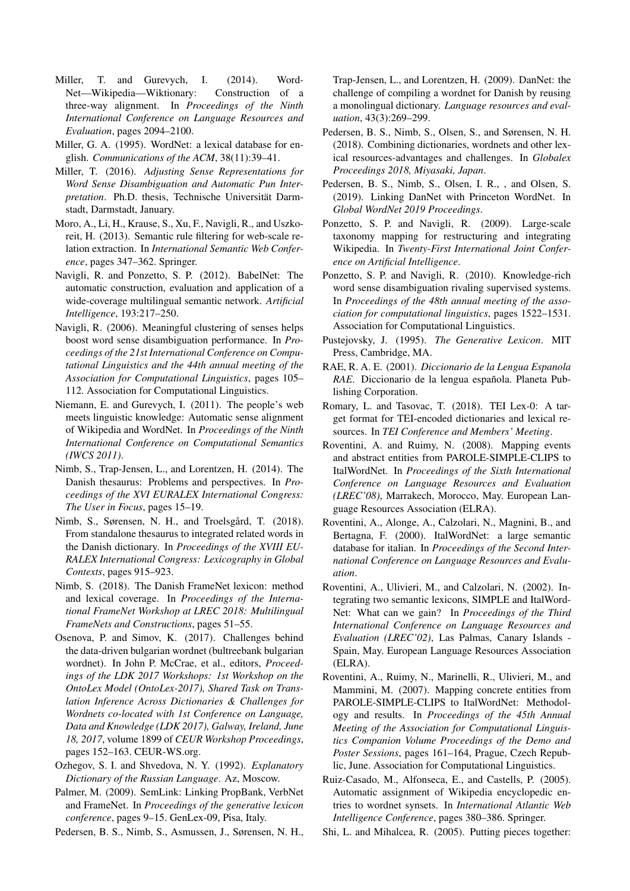Miller, T. and Gurevych, I. (2014). WordNet—Wikipedia—Wiktionary: Construction of a three-way alignment. In *Proceedings of the Ninth International Conference on Language Resources and Evaluation*, pages 2094–2100.

Miller, G. A. (1995). WordNet: a lexical database for english. *Communications of the ACM*, 38(11):39–41.

Miller, T. (2016). *Adjusting Sense Representations for Word Sense Disambiguation and Automatic Pun Interpretation*. Ph.D. thesis, Technische Universität Darmstadt, Darmstadt, January.

Moro, A., Li, H., Krause, S., Xu, F., Navigli, R., and Uszkoreit, H. (2013). Semantic rule filtering for web-scale relation extraction. In *International Semantic Web Conference*, pages 347–362. Springer.

Navigli, R. and Ponzetto, S. P. (2012). BabelNet: The automatic construction, evaluation and application of a wide-coverage multilingual semantic network. *Artificial Intelligence*, 193:217–250.

Navigli, R. (2006). Meaningful clustering of senses helps boost word sense disambiguation performance. In *Proceedings of the 21st International Conference on Computational Linguistics and the 44th annual meeting of the Association for Computational Linguistics*, pages 105–112. Association for Computational Linguistics.

Niemann, E. and Gurevych, I. (2011). The people's web meets linguistic knowledge: Automatic sense alignment of Wikipedia and WordNet. In *Proceedings of the Ninth International Conference on Computational Semantics (IWCS 2011)*.

Nimb, S., Trap-Jensen, L., and Lorentzen, H. (2014). The Danish thesaurus: Problems and perspectives. In *Proceedings of the XVI EURALEX International Congress: The User in Focus*, pages 15–19.

Nimb, S., Sørensen, N. H., and Troelsgård, T. (2018). From standalone thesaurus to integrated related words in the Danish dictionary. In *Proceedings of the XVIII EURALEX International Congress: Lexicography in Global Contexts*, pages 915–923.

Nimb, S. (2018). The Danish FrameNet lexicon: method and lexical coverage. In *Proceedings of the International FrameNet Workshop at LREC 2018: Multilingual FrameNets and Constructions*, pages 51–55.

Osenova, P. and Simov, K. (2017). Challenges behind the data-driven bulgarian wordnet (bultreebank bulgarian wordnet). In John P. McCrae, et al., editors, *Proceedings of the LDK 2017 Workshops: 1st Workshop on the OntoLex Model (OntoLex-2017), Shared Task on Translation Inference Across Dictionaries & Challenges for Wordnets co-located with 1st Conference on Language, Data and Knowledge (LDK 2017), Galway, Ireland, June 18, 2017*, volume 1899 of *CEUR Workshop Proceedings*, pages 152–163. CEUR-WS.org.

Ozhegov, S. I. and Shvedova, N. Y. (1992). *Explanatory Dictionary of the Russian Language*. Az, Moscow.

Palmer, M. (2009). SemLink: Linking PropBank, VerbNet and FrameNet. In *Proceedings of the generative lexicon conference*, pages 9–15. GenLex-09, Pisa, Italy.

Pedersen, B. S., Nimb, S., Asmussen, J., Sørensen, N. H., Trap-Jensen, L., and Lorentzen, H. (2009). DanNet: the challenge of compiling a wordnet for Danish by reusing a monolingual dictionary. *Language resources and evaluation*, 43(3):269–299.

Pedersen, B. S., Nimb, S., Olsen, S., and Sørensen, N. H. (2018). Combining dictionaries, wordnets and other lexical resources-advantages and challenges. In *Globalex Proceedings 2018, Miyasaki, Japan*.

Pedersen, B. S., Nimb, S., Olsen, I. R., , and Olsen, S. (2019). Linking DanNet with Princeton WordNet. In *Global WordNet 2019 Proceedings*.

Ponzetto, S. P. and Navigli, R. (2009). Large-scale taxonomy mapping for restructuring and integrating Wikipedia. In *Twenty-First International Joint Conference on Artificial Intelligence*.

Ponzetto, S. P. and Navigli, R. (2010). Knowledge-rich word sense disambiguation rivaling supervised systems. In *Proceedings of the 48th annual meeting of the association for computational linguistics*, pages 1522–1531. Association for Computational Linguistics.

Pustejovsky, J. (1995). *The Generative Lexicon*. MIT Press, Cambridge, MA.

RAE, R. A. E. (2001). *Diccionario de la Lengua Espanola RAE*. Diccionario de la lengua española. Planeta Publishing Corporation.

Romary, L. and Tasovac, T. (2018). TEI Lex-0: A target format for TEI-encoded dictionaries and lexical resources. In *TEI Conference and Members' Meeting*.

Roventini, A. and Ruimy, N. (2008). Mapping events and abstract entities from PAROLE-SIMPLE-CLIPS to ItalWordNet. In *Proceedings of the Sixth International Conference on Language Resources and Evaluation (LREC'08)*, Marrakech, Morocco, May. European Language Resources Association (ELRA).

Roventini, A., Alonge, A., Calzolari, N., Magnini, B., and Bertagna, F. (2000). ItalWordNet: a large semantic database for italian. In *Proceedings of the Second International Conference on Language Resources and Evaluation*.

Roventini, A., Ulivieri, M., and Calzolari, N. (2002). Integrating two semantic lexicons, SIMPLE and ItalWordNet: What can we gain? In *Proceedings of the Third International Conference on Language Resources and Evaluation (LREC'02)*, Las Palmas, Canary Islands - Spain, May. European Language Resources Association (ELRA).

Roventini, A., Ruimy, N., Marinelli, R., Ulivieri, M., and Mammini, M. (2007). Mapping concrete entities from PAROLE-SIMPLE-CLIPS to ItalWordNet: Methodology and results. In *Proceedings of the 45th Annual Meeting of the Association for Computational Linguistics Companion Volume Proceedings of the Demo and Poster Sessions*, pages 161–164, Prague, Czech Republic, June. Association for Computational Linguistics.

Ruiz-Casado, M., Alfonseca, E., and Castells, P. (2005). Automatic assignment of Wikipedia encyclopedic entries to wordnet synsets. In *International Atlantic Web Intelligence Conference*, pages 380–386. Springer.

Shi, L. and Mihalcea, R. (2005). Putting pieces together: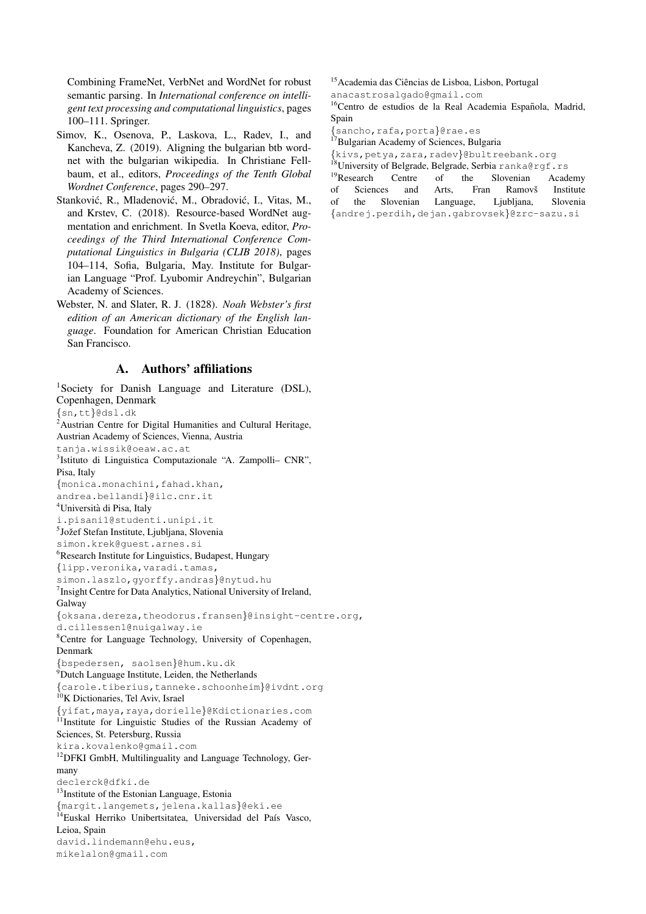Combining FrameNet, VerbNet and WordNet for robust semantic parsing. In *International conference on intelligent text processing and computational linguistics*, pages 100–111. Springer.

Simov, K., Osenova, P., Laskova, L., Radev, I., and Kancheva, Z. (2019). Aligning the bulgarian btb wordnet with the bulgarian wikipedia. In Christiane Fellbaum, et al., editors, *Proceedings of the Tenth Global Wordnet Conference*, pages 290–297.

Stanković, R., Mladenović, M., Obradović, I., Vitas, M., and Krstev, C. (2018). Resource-based WordNet augmentation and enrichment. In Svetla Koeva, editor, *Proceedings of the Third International Conference Computational Linguistics in Bulgaria (CLIB 2018)*, pages 104–114, Sofia, Bulgaria, May. Institute for Bulgarian Language "Prof. Lyubomir Andreychin", Bulgarian Academy of Sciences.

Webster, N. and Slater, R. J. (1828). *Noah Webster's first edition of an American dictionary of the English language*. Foundation for American Christian Education San Francisco.

## A. Authors' affiliations

[1]Society for Danish Language and Literature (DSL), Copenhagen, Denmark
{sn,tt}@dsl.dk

[2]Austrian Centre for Digital Humanities and Cultural Heritage, Austrian Academy of Sciences, Vienna, Austria
tanja.wissik@oeaw.ac.at

[3]Istituto di Linguistica Computazionale "A. Zampolli– CNR", Pisa, Italy
{monica.monachini,fahad.khan, andrea.bellandi}@ilc.cnr.it

[4]Università di Pisa, Italy
i.pisani1@studenti.unipi.it

[5]Jožef Stefan Institute, Ljubljana, Slovenia
simon.krek@guest.arnes.si

[6]Research Institute for Linguistics, Budapest, Hungary
{lipp.veronika,varadi.tamas, simon.laszlo,gyorffy.andras}@nytud.hu

[7]Insight Centre for Data Analytics, National University of Ireland, Galway
{oksana.dereza,theodorus.fransen}@insight-centre.org, d.cillessen1@nuigalway.ie

[8]Centre for Language Technology, University of Copenhagen, Denmark
{bspedersen, saolsen}@hum.ku.dk

[9]Dutch Language Institute, Leiden, the Netherlands
{carole.tiberius,tanneke.schoonheim}@ivdnt.org

[10]K Dictionaries, Tel Aviv, Israel
{yifat,maya,raya,dorielle}@Kdictionaries.com

[11]Institute for Linguistic Studies of the Russian Academy of Sciences, St. Petersburg, Russia
kira.kovalenko@gmail.com

[12]DFKI GmbH, Multilinguality and Language Technology, Germany
declerck@dfki.de

[13]Institute of the Estonian Language, Estonia
{margit.langemets,jelena.kallas}@eki.ee

[14]Euskal Herriko Unibertsitatea, Universidad del País Vasco, Leioa, Spain
david.lindemann@ehu.eus, mikelalon@gmail.com

[15]Academia das Ciências de Lisboa, Lisbon, Portugal
anacastrosalgado@gmail.com

[16]Centro de estudios de la Real Academia Española, Madrid, Spain
{sancho,rafa,porta}@rae.es

[17]Bulgarian Academy of Sciences, Bulgaria
{kivs,petya,zara,radev}@bultreebank.org

[18]University of Belgrade, Belgrade, Serbia ranka@rgf.rs

[19]Research Centre of the Slovenian Academy of Sciences and Arts, Fran Ramovš Institute of the Slovenian Language, Ljubljana, Slovenia
{andrej.perdih,dejan.gabrovsek}@zrc-sazu.si